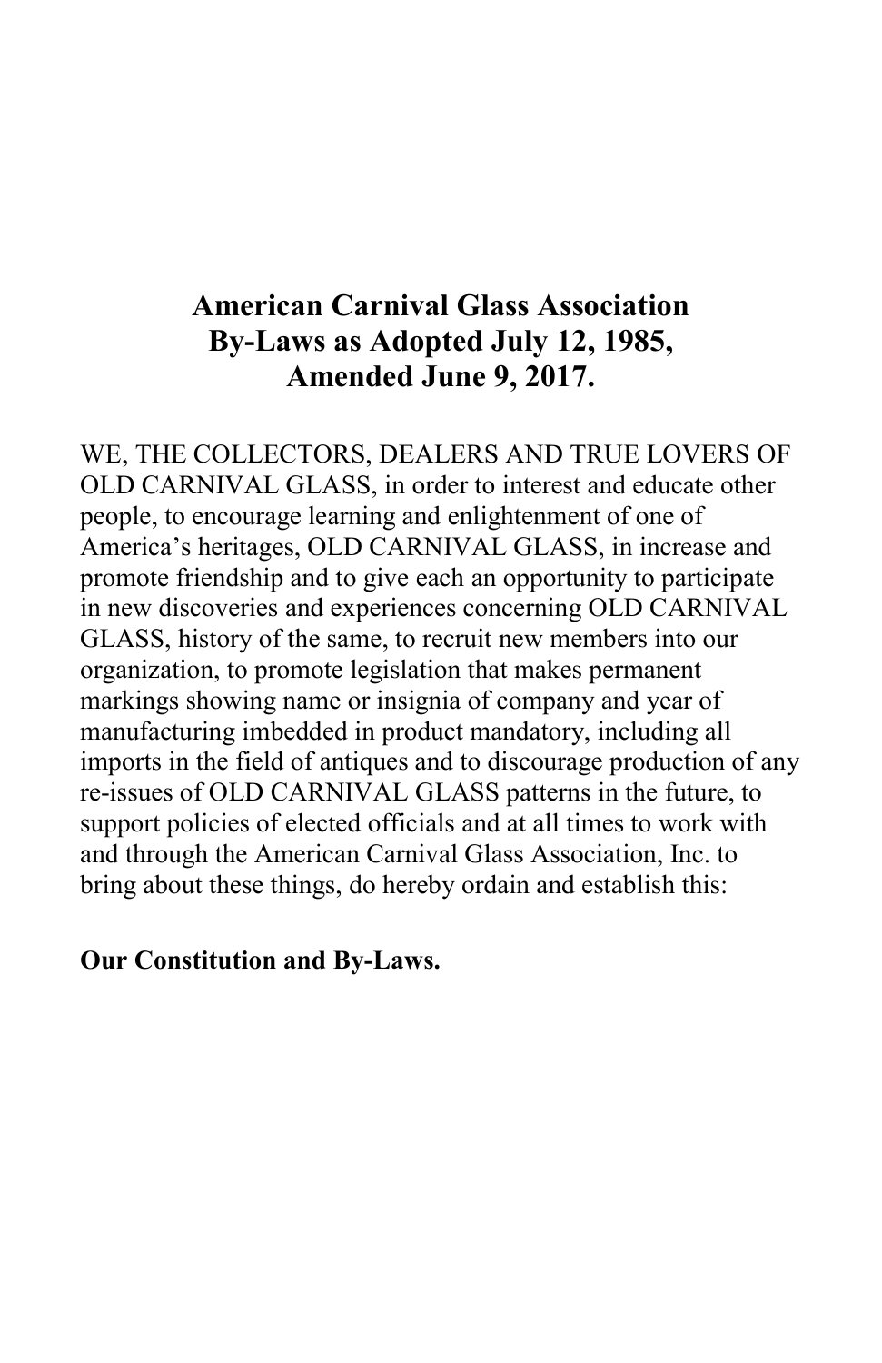# American Carnival Glass Association
# By-Laws as Adopted July 12, 1985, Amended June 9, 2017.

WE, THE COLLECTORS, DEALERS AND TRUE LOVERS OF OLD CARNIVAL GLASS, in order to interest and educate other people, to encourage learning and enlightenment of one of America's heritages, OLD CARNIVAL GLASS, in increase and promote friendship and to give each an opportunity to participate in new discoveries and experiences concerning OLD CARNIVAL GLASS, history of the same, to recruit new members into our organization, to promote legislation that makes permanent markings showing name or insignia of company and year of manufacturing imbedded in product mandatory, including all imports in the field of antiques and to discourage production of any re-issues of OLD CARNIVAL GLASS patterns in the future, to support policies of elected officials and at all times to work with and through the American Carnival Glass Association, Inc. to bring about these things, do hereby ordain and establish this:

**Our Constitution and By-Laws.**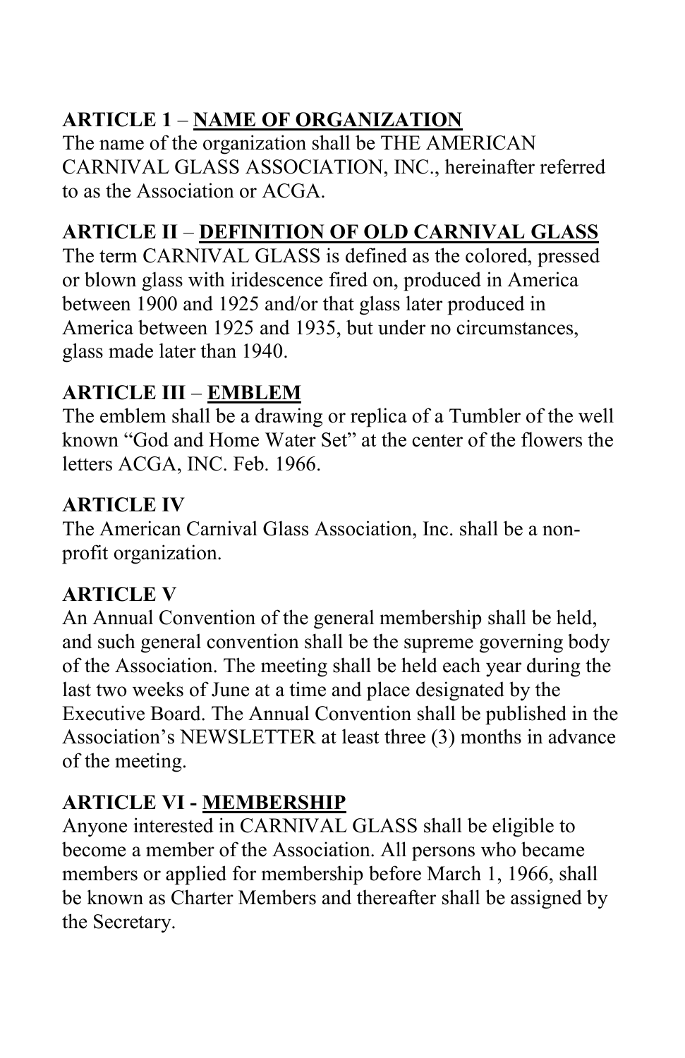**ARTICLE 1** – **NAME OF ORGANIZATION**
The name of the organization shall be THE AMERICAN CARNIVAL GLASS ASSOCIATION, INC., hereinafter referred to as the Association or ACGA.

**ARTICLE II** – **DEFINITION OF OLD CARNIVAL GLASS**
The term CARNIVAL GLASS is defined as the colored, pressed or blown glass with iridescence fired on, produced in America between 1900 and 1925 and/or that glass later produced in America between 1925 and 1935, but under no circumstances, glass made later than 1940.

**ARTICLE III** – **EMBLEM**
The emblem shall be a drawing or replica of a Tumbler of the well known "God and Home Water Set" at the center of the flowers the letters ACGA, INC. Feb. 1966.

**ARTICLE IV**
The American Carnival Glass Association, Inc. shall be a non-profit organization.

**ARTICLE V**
An Annual Convention of the general membership shall be held, and such general convention shall be the supreme governing body of the Association. The meeting shall be held each year during the last two weeks of June at a time and place designated by the Executive Board. The Annual Convention shall be published in the Association's NEWSLETTER at least three (3) months in advance of the meeting.

**ARTICLE VI - MEMBERSHIP**
Anyone interested in CARNIVAL GLASS shall be eligible to become a member of the Association. All persons who became members or applied for membership before March 1, 1966, shall be known as Charter Members and thereafter shall be assigned by the Secretary.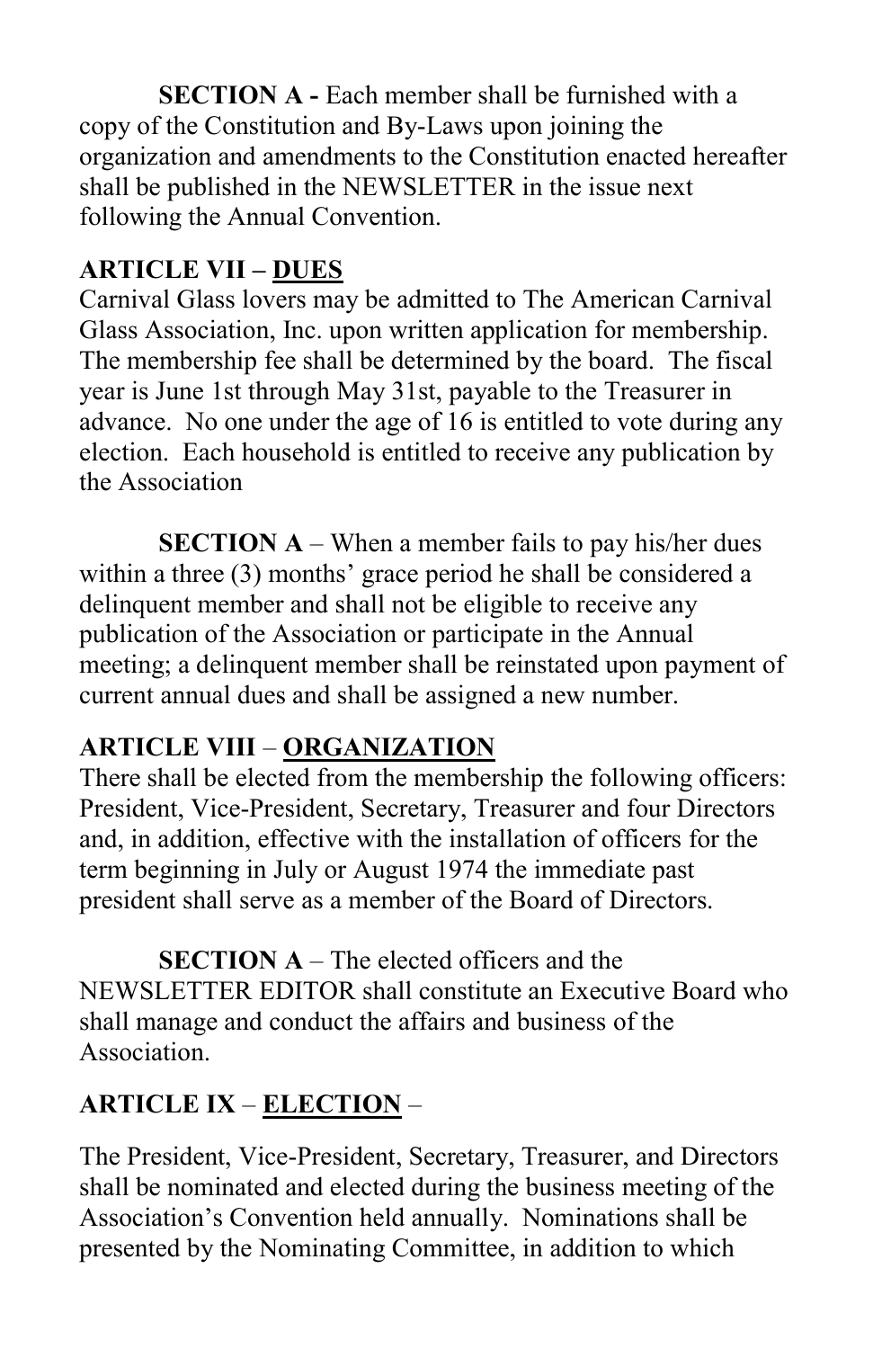**SECTION A -** Each member shall be furnished with a copy of the Constitution and By-Laws upon joining the organization and amendments to the Constitution enacted hereafter shall be published in the NEWSLETTER in the issue next following the Annual Convention.

## ARTICLE VII – DUES

Carnival Glass lovers may be admitted to The American Carnival Glass Association, Inc. upon written application for membership. The membership fee shall be determined by the board. The fiscal year is June 1st through May 31st, payable to the Treasurer in advance. No one under the age of 16 is entitled to vote during any election. Each household is entitled to receive any publication by the Association

**SECTION A** – When a member fails to pay his/her dues within a three (3) months' grace period he shall be considered a delinquent member and shall not be eligible to receive any publication of the Association or participate in the Annual meeting; a delinquent member shall be reinstated upon payment of current annual dues and shall be assigned a new number.

## ARTICLE VIII – ORGANIZATION

There shall be elected from the membership the following officers: President, Vice-President, Secretary, Treasurer and four Directors and, in addition, effective with the installation of officers for the term beginning in July or August 1974 the immediate past president shall serve as a member of the Board of Directors.

**SECTION A** – The elected officers and the NEWSLETTER EDITOR shall constitute an Executive Board who shall manage and conduct the affairs and business of the Association.

## ARTICLE IX – ELECTION –

The President, Vice-President, Secretary, Treasurer, and Directors shall be nominated and elected during the business meeting of the Association's Convention held annually. Nominations shall be presented by the Nominating Committee, in addition to which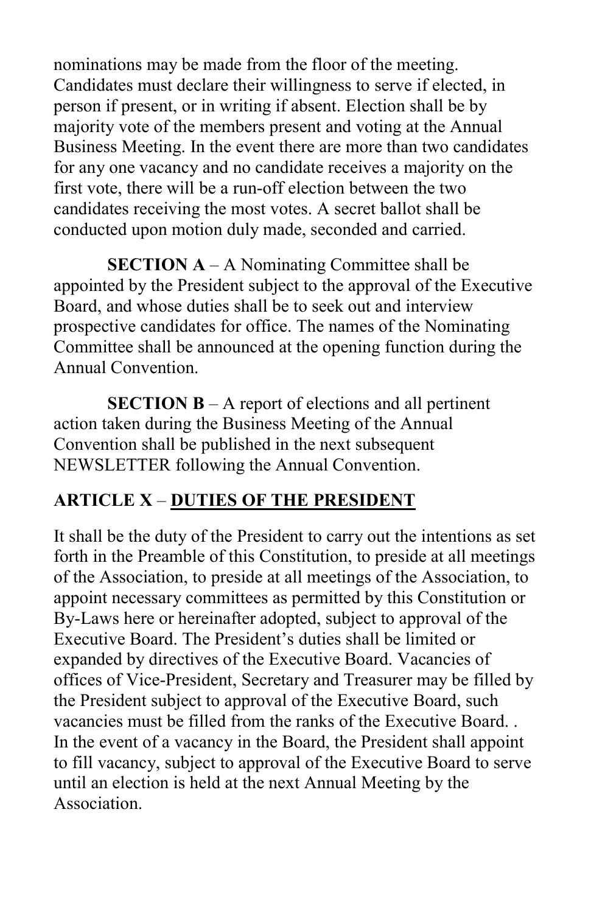nominations may be made from the floor of the meeting. Candidates must declare their willingness to serve if elected, in person if present, or in writing if absent. Election shall be by majority vote of the members present and voting at the Annual Business Meeting. In the event there are more than two candidates for any one vacancy and no candidate receives a majority on the first vote, there will be a run-off election between the two candidates receiving the most votes. A secret ballot shall be conducted upon motion duly made, seconded and carried.

**SECTION A** – A Nominating Committee shall be appointed by the President subject to the approval of the Executive Board, and whose duties shall be to seek out and interview prospective candidates for office. The names of the Nominating Committee shall be announced at the opening function during the Annual Convention.

**SECTION B** – A report of elections and all pertinent action taken during the Business Meeting of the Annual Convention shall be published in the next subsequent NEWSLETTER following the Annual Convention.

## ARTICLE X – <u>DUTIES OF THE PRESIDENT</u>

It shall be the duty of the President to carry out the intentions as set forth in the Preamble of this Constitution, to preside at all meetings of the Association, to preside at all meetings of the Association, to appoint necessary committees as permitted by this Constitution or By-Laws here or hereinafter adopted, subject to approval of the Executive Board. The President's duties shall be limited or expanded by directives of the Executive Board. Vacancies of offices of Vice-President, Secretary and Treasurer may be filled by the President subject to approval of the Executive Board, such vacancies must be filled from the ranks of the Executive Board. . In the event of a vacancy in the Board, the President shall appoint to fill vacancy, subject to approval of the Executive Board to serve until an election is held at the next Annual Meeting by the Association.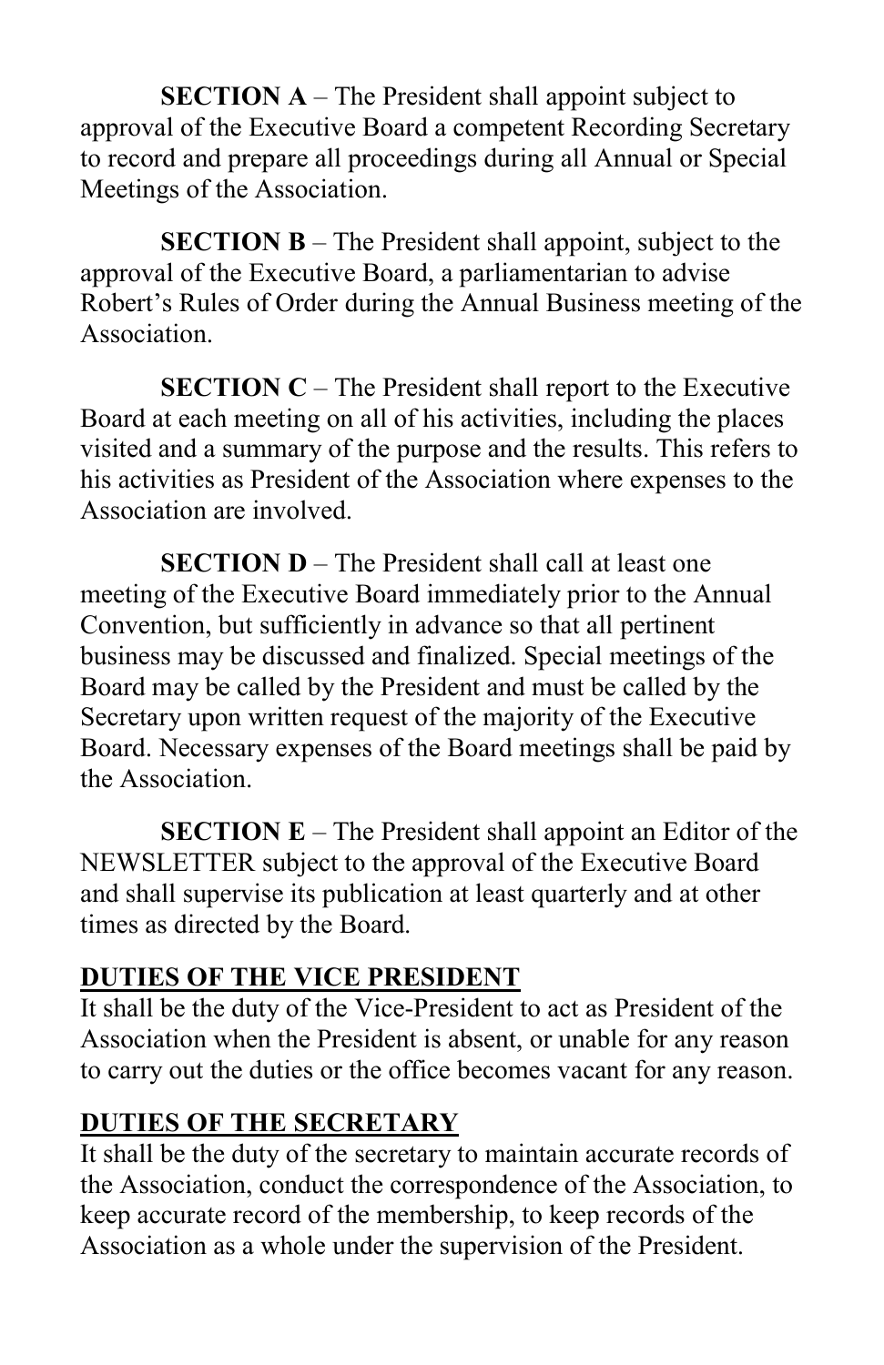**SECTION A** – The President shall appoint subject to approval of the Executive Board a competent Recording Secretary to record and prepare all proceedings during all Annual or Special Meetings of the Association.

**SECTION B** – The President shall appoint, subject to the approval of the Executive Board, a parliamentarian to advise Robert's Rules of Order during the Annual Business meeting of the Association.

**SECTION C** – The President shall report to the Executive Board at each meeting on all of his activities, including the places visited and a summary of the purpose and the results. This refers to his activities as President of the Association where expenses to the Association are involved.

**SECTION D** – The President shall call at least one meeting of the Executive Board immediately prior to the Annual Convention, but sufficiently in advance so that all pertinent business may be discussed and finalized. Special meetings of the Board may be called by the President and must be called by the Secretary upon written request of the majority of the Executive Board. Necessary expenses of the Board meetings shall be paid by the Association.

**SECTION E** – The President shall appoint an Editor of the NEWSLETTER subject to the approval of the Executive Board and shall supervise its publication at least quarterly and at other times as directed by the Board.

**DUTIES OF THE VICE PRESIDENT**

It shall be the duty of the Vice-President to act as President of the Association when the President is absent, or unable for any reason to carry out the duties or the office becomes vacant for any reason.

**DUTIES OF THE SECRETARY**

It shall be the duty of the secretary to maintain accurate records of the Association, conduct the correspondence of the Association, to keep accurate record of the membership, to keep records of the Association as a whole under the supervision of the President.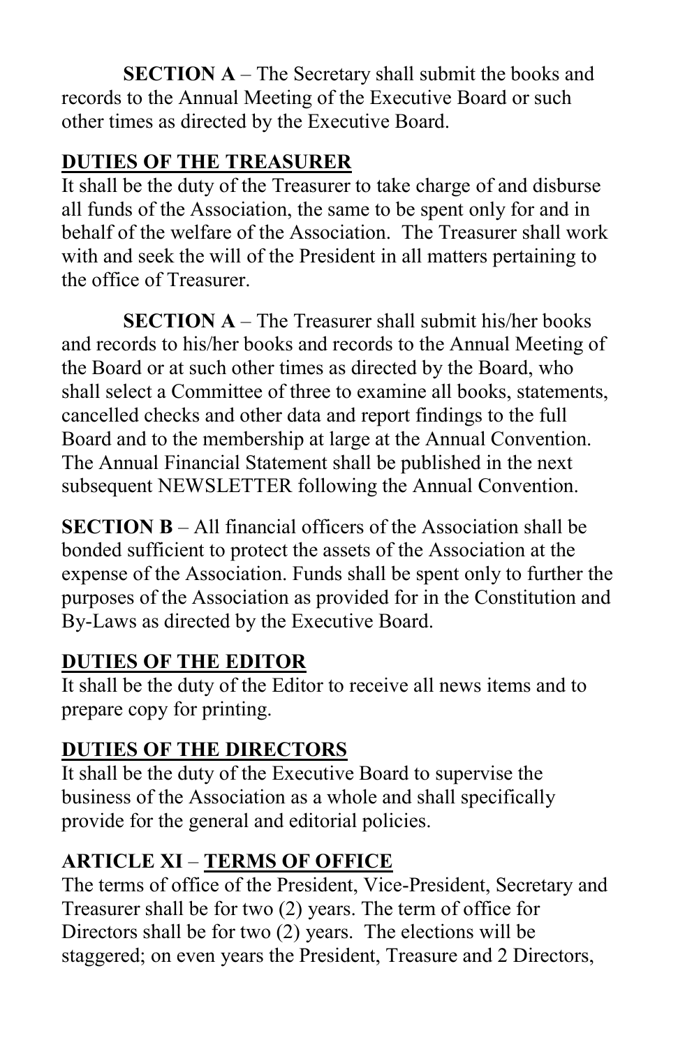**SECTION A** – The Secretary shall submit the books and records to the Annual Meeting of the Executive Board or such other times as directed by the Executive Board.

## DUTIES OF THE TREASURER

It shall be the duty of the Treasurer to take charge of and disburse all funds of the Association, the same to be spent only for and in behalf of the welfare of the Association. The Treasurer shall work with and seek the will of the President in all matters pertaining to the office of Treasurer.

**SECTION A** – The Treasurer shall submit his/her books and records to his/her books and records to the Annual Meeting of the Board or at such other times as directed by the Board, who shall select a Committee of three to examine all books, statements, cancelled checks and other data and report findings to the full Board and to the membership at large at the Annual Convention. The Annual Financial Statement shall be published in the next subsequent NEWSLETTER following the Annual Convention.

**SECTION B** – All financial officers of the Association shall be bonded sufficient to protect the assets of the Association at the expense of the Association. Funds shall be spent only to further the purposes of the Association as provided for in the Constitution and By-Laws as directed by the Executive Board.

## DUTIES OF THE EDITOR

It shall be the duty of the Editor to receive all news items and to prepare copy for printing.

## DUTIES OF THE DIRECTORS

It shall be the duty of the Executive Board to supervise the business of the Association as a whole and shall specifically provide for the general and editorial policies.

## ARTICLE XI – TERMS OF OFFICE

The terms of office of the President, Vice-President, Secretary and Treasurer shall be for two (2) years. The term of office for Directors shall be for two (2) years. The elections will be staggered; on even years the President, Treasure and 2 Directors,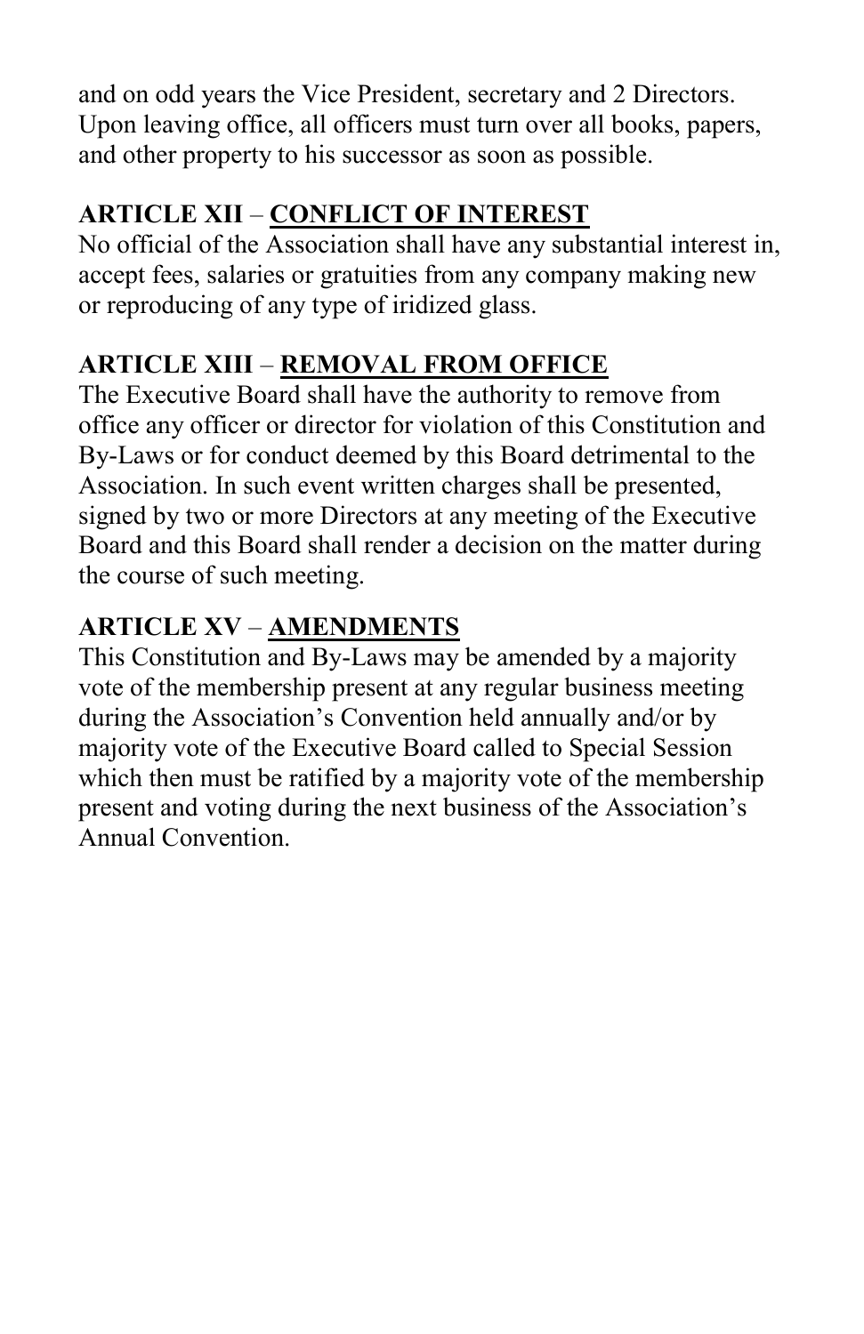and on odd years the Vice President, secretary and 2 Directors. Upon leaving office, all officers must turn over all books, papers, and other property to his successor as soon as possible.

## ARTICLE XII – CONFLICT OF INTEREST

No official of the Association shall have any substantial interest in, accept fees, salaries or gratuities from any company making new or reproducing of any type of iridized glass.

## ARTICLE XIII – REMOVAL FROM OFFICE

The Executive Board shall have the authority to remove from office any officer or director for violation of this Constitution and By-Laws or for conduct deemed by this Board detrimental to the Association. In such event written charges shall be presented, signed by two or more Directors at any meeting of the Executive Board and this Board shall render a decision on the matter during the course of such meeting.

## ARTICLE XV – AMENDMENTS

This Constitution and By-Laws may be amended by a majority vote of the membership present at any regular business meeting during the Association's Convention held annually and/or by majority vote of the Executive Board called to Special Session which then must be ratified by a majority vote of the membership present and voting during the next business of the Association's Annual Convention.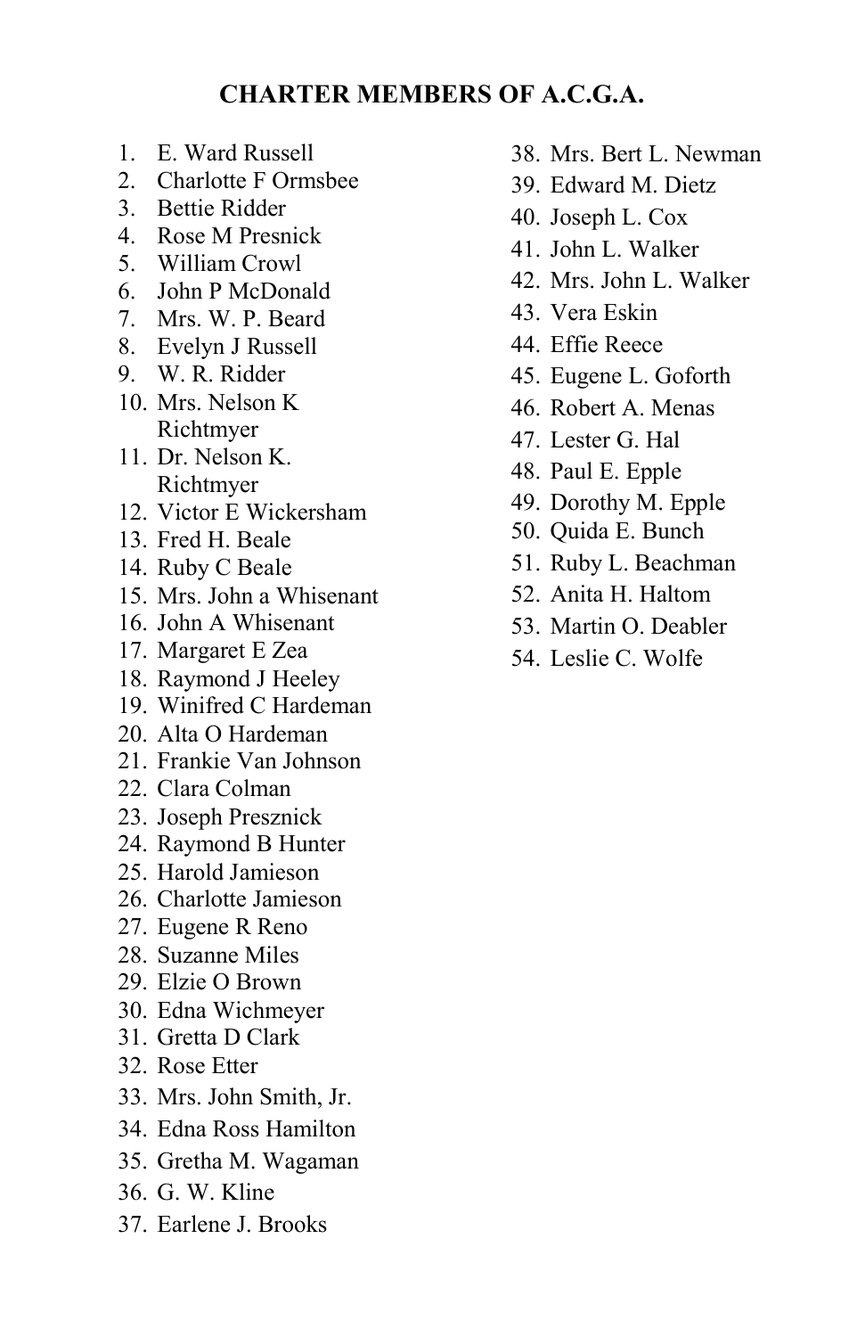## CHARTER MEMBERS OF A.C.G.A.

1. E. Ward Russell
2. Charlotte F Ormsbee
3. Bettie Ridder
4. Rose M Presnick
5. William Crowl
6. John P McDonald
7. Mrs. W. P. Beard
8. Evelyn J Russell
9. W. R. Ridder
10. Mrs. Nelson K Richtmyer
11. Dr. Nelson K. Richtmyer
12. Victor E Wickersham
13. Fred H. Beale
14. Ruby C Beale
15. Mrs. John a Whisenant
16. John A Whisenant
17. Margaret E Zea
18. Raymond J Heeley
19. Winifred C Hardeman
20. Alta O Hardeman
21. Frankie Van Johnson
22. Clara Colman
23. Joseph Presznick
24. Raymond B Hunter
25. Harold Jamieson
26. Charlotte Jamieson
27. Eugene R Reno
28. Suzanne Miles
29. Elzie O Brown
30. Edna Wichmeyer
31. Gretta D Clark
32. Rose Etter
33. Mrs. John Smith, Jr.
34. Edna Ross Hamilton
35. Gretha M. Wagaman
36. G. W. Kline
37. Earlene J. Brooks
38. Mrs. Bert L. Newman
39. Edward M. Dietz
40. Joseph L. Cox
41. John L. Walker
42. Mrs. John L. Walker
43. Vera Eskin
44. Effie Reece
45. Eugene L. Goforth
46. Robert A. Menas
47. Lester G. Hal
48. Paul E. Epple
49. Dorothy M. Epple
50. Quida E. Bunch
51. Ruby L. Beachman
52. Anita H. Haltom
53. Martin O. Deabler
54. Leslie C. Wolfe